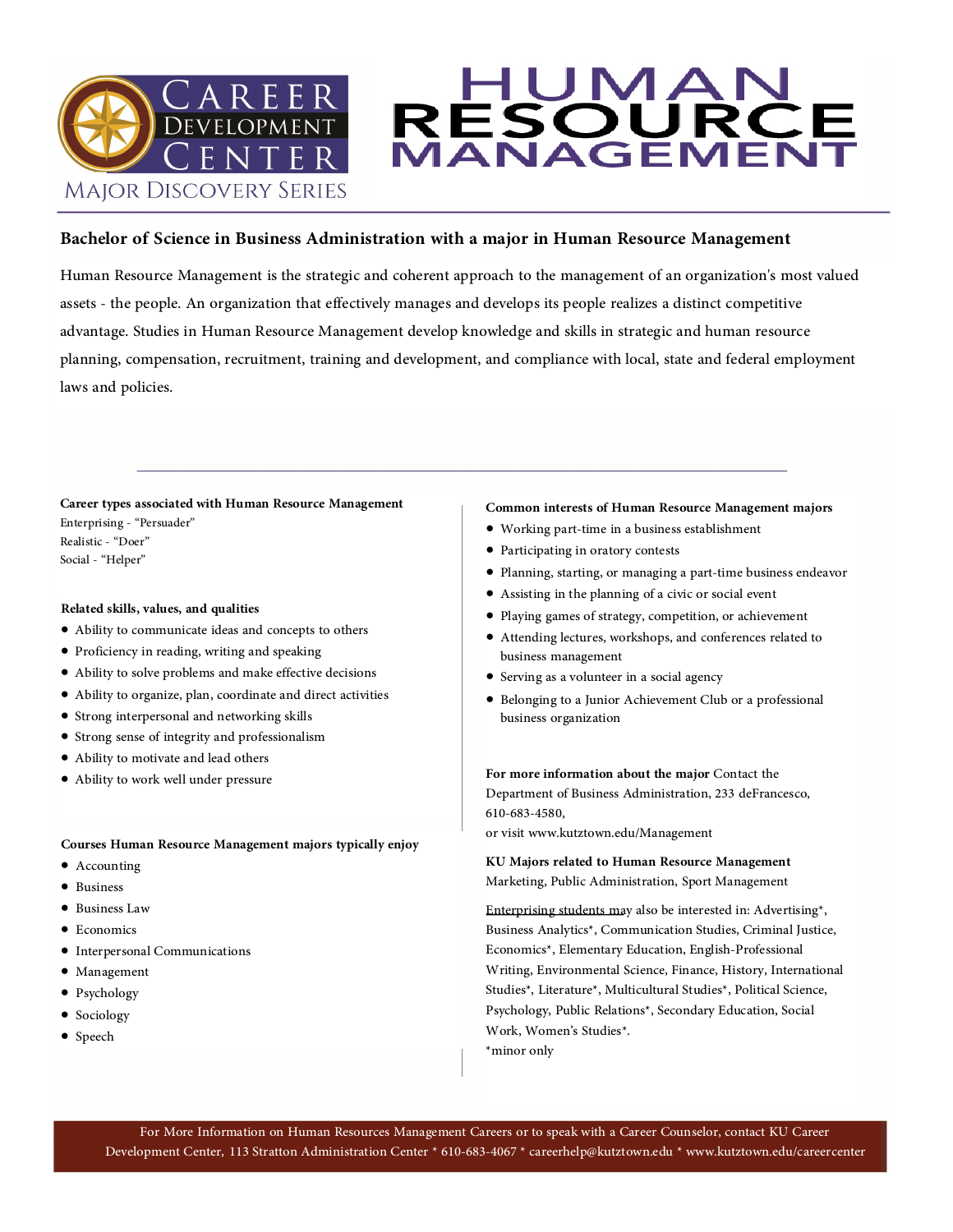# Career Development Center

Major Discovery Series

# HUMAN RESOURCE MANAGEMENT

## Bachelor of Science in Business Administration with a major in Human Resource Management

Human Resource Management is the strategic and coherent approach to the management of an organization's most valued assets - the people. An organization that effectively manages and develops its people realizes a distinct competitive advantage. Studies in Human Resource Management develop knowledge and skills in strategic and human resource planning, compensation, recruitment, training and development, and compliance with local, state and federal employment laws and policies.

---

**Career types associated with Human Resource Management**

Enterprising - "Persuader"
Realistic - "Doer"
Social - "Helper"

**Related skills, values, and qualities**

- Ability to communicate ideas and concepts to others
- Proficiency in reading, writing and speaking
- Ability to solve problems and make effective decisions
- Ability to organize, plan, coordinate and direct activities
- Strong interpersonal and networking skills
- Strong sense of integrity and professionalism
- Ability to motivate and lead others
- Ability to work well under pressure

**Courses Human Resource Management majors typically enjoy**

- Accounting
- Business
- Business Law
- Economics
- Interpersonal Communications
- Management
- Psychology
- Sociology
- Speech

**Common interests of Human Resource Management majors**

- Working part-time in a business establishment
- Participating in oratory contests
- Planning, starting, or managing a part-time business endeavor
- Assisting in the planning of a civic or social event
- Playing games of strategy, competition, or achievement
- Attending lectures, workshops, and conferences related to business management
- Serving as a volunteer in a social agency
- Belonging to a Junior Achievement Club or a professional business organization

**For more information about the major** Contact the Department of Business Administration, 233 deFrancesco, 610-683-4580,
or visit www.kutztown.edu/Management

**KU Majors related to Human Resource Management**
Marketing, Public Administration, Sport Management

Enterprising students may also be interested in: Advertising*, Business Analytics*, Communication Studies, Criminal Justice, Economics*, Elementary Education, English-Professional Writing, Environmental Science, Finance, History, International Studies*, Literature*, Multicultural Studies*, Political Science, Psychology, Public Relations*, Secondary Education, Social Work, Women's Studies*.
*minor only

For More Information on Human Resources Management Careers or to speak with a Career Counselor, contact KU Career Development Center, 113 Stratton Administration Center * 610-683-4067 * careerhelp@kutztown.edu * www.kutztown.edu/careercenter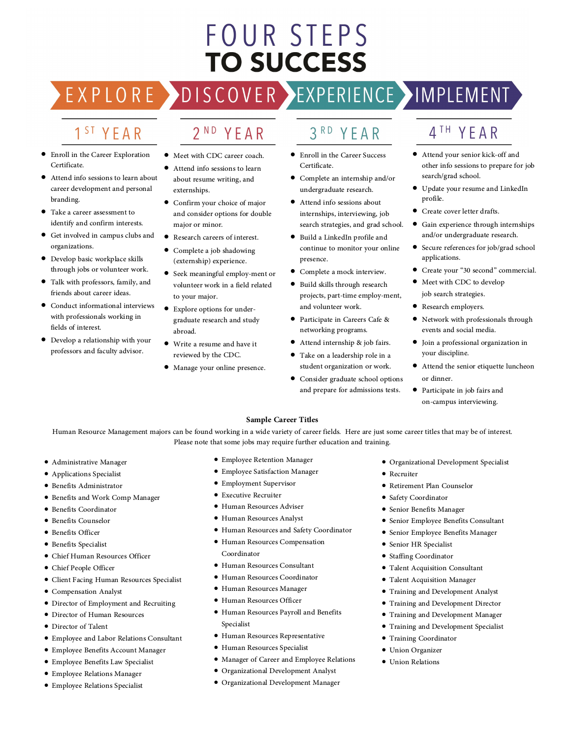# FOUR STEPS TO SUCCESS

## EXPLORE — 1ST YEAR

- Enroll in the Career Exploration Certificate.
- Attend info sessions to learn about career development and personal branding.
- Take a career assessment to identify and confirm interests.
- Get involved in campus clubs and organizations.
- Develop basic workplace skills through jobs or volunteer work.
- Talk with professors, family, and friends about career ideas.
- Conduct informational interviews with professionals working in fields of interest.
- Develop a relationship with your professors and faculty advisor.

## DISCOVER — 2ND YEAR

- Meet with CDC career coach.
- Attend info sessions to learn about resume writing, and externships.
- Confirm your choice of major and consider options for double major or minor.
- Research careers of interest.
- Complete a job shadowing (externship) experience.
- Seek meaningful employ-ment or volunteer work in a field related to your major.
- Explore options for under-graduate research and study abroad.
- Write a resume and have it reviewed by the CDC.
- Manage your online presence.

## EXPERIENCE — 3RD YEAR

- Enroll in the Career Success Certificate.
- Complete an internship and/or undergraduate research.
- Attend info sessions about internships, interviewing, job search strategies, and grad school.
- Build a LinkedIn profile and continue to monitor your online presence.
- Complete a mock interview.
- Build skills through research projects, part-time employ-ment, and volunteer work.
- Participate in Careers Cafe & networking programs.
- Attend internship & job fairs.
- Take on a leadership role in a student organization or work.
- Consider graduate school options and prepare for admissions tests.

## IMPLEMENT — 4TH YEAR

- Attend your senior kick-off and other info sessions to prepare for job search/grad school.
- Update your resume and LinkedIn profile.
- Create cover letter drafts.
- Gain experience through internships and/or undergraduate research.
- Secure references for job/grad school applications.
- Create your "30 second" commercial.
- Meet with CDC to develop job search strategies.
- Research employers.
- Network with professionals through events and social media.
- Join a professional organization in your discipline.
- Attend the senior etiquette luncheon or dinner.
- Participate in job fairs and on-campus interviewing.

**Sample Career Titles**

Human Resource Management majors can be found working in a wide variety of career fields. Here are just some career titles that may be of interest. Please note that some jobs may require further education and training.

- Administrative Manager
- Applications Specialist
- Benefits Administrator
- Benefits and Work Comp Manager
- Benefits Coordinator
- Benefits Counselor
- Benefits Officer
- Benefits Specialist
- Chief Human Resources Officer
- Chief People Officer
- Client Facing Human Resources Specialist
- Compensation Analyst
- Director of Employment and Recruiting
- Director of Human Resources
- Director of Talent
- Employee and Labor Relations Consultant
- Employee Benefits Account Manager
- Employee Benefits Law Specialist
- Employee Relations Manager
- Employee Relations Specialist
- Employee Retention Manager
- Employee Satisfaction Manager
- Employment Supervisor
- Executive Recruiter
- Human Resources Adviser
- Human Resources Analyst
- Human Resources and Safety Coordinator
- Human Resources Compensation Coordinator
- Human Resources Consultant
- Human Resources Coordinator
- Human Resources Manager
- Human Resources Officer
- Human Resources Payroll and Benefits Specialist
- Human Resources Representative
- Human Resources Specialist
- Manager of Career and Employee Relations
- Organizational Development Analyst
- Organizational Development Manager
- Organizational Development Specialist
- Recruiter
- Retirement Plan Counselor
- Safety Coordinator
- Senior Benefits Manager
- Senior Employee Benefits Consultant
- Senior Employee Benefits Manager
- Senior HR Specialist
- Staffing Coordinator
- Talent Acquisition Consultant
- Talent Acquisition Manager
- Training and Development Analyst
- Training and Development Director
- Training and Development Manager
- Training and Development Specialist
- Training Coordinator
- Union Organizer
- Union Relations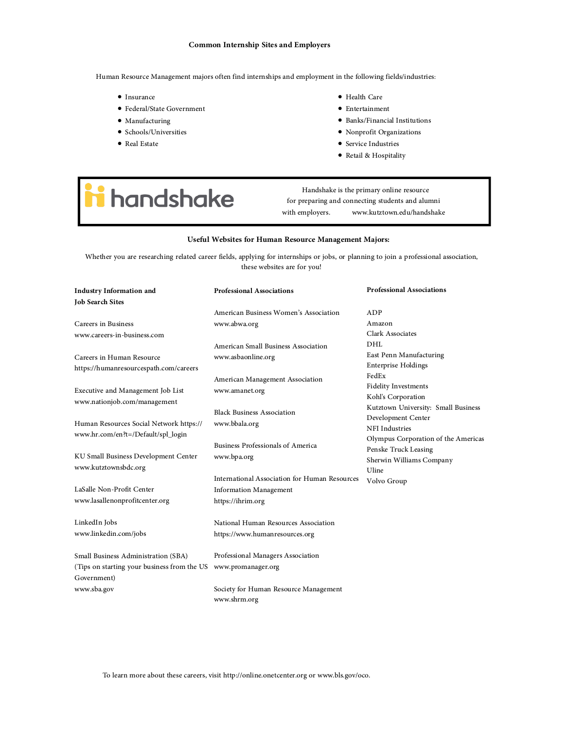## Common Internship Sites and Employers

Human Resource Management majors often find internships and employment in the following fields/industries:

- Insurance
- Federal/State Government
- Manufacturing
- Schools/Universities
- Real Estate
- Health Care
- Entertainment
- Banks/Financial Institutions
- Nonprofit Organizations
- Service Industries
- Retail & Hospitality

handshake

Handshake is the primary online resource for preparing and connecting students and alumni with employers. www.kutztown.edu/handshake

## Useful Websites for Human Resource Management Majors:

Whether you are researching related career fields, applying for internships or jobs, or planning to join a professional association, these websites are for you!

### Industry Information and Job Search Sites

Careers in Business
www.careers-in-business.com

Careers in Human Resource
https://humanresourcespath.com/careers

Executive and Management Job List
www.nationjob.com/management

Human Resources Social Network https://www.hr.com/en?t=/Default/spl_login

KU Small Business Development Center
www.kutztownsbdc.org

LaSalle Non-Profit Center
www.lasallenonprofitcenter.org

LinkedIn Jobs
www.linkedin.com/jobs

Small Business Administration (SBA)
(Tips on starting your business from the US Government)
www.sba.gov

### Professional Associations

American Business Women's Association
www.abwa.org

American Small Business Association
www.asbaonline.org

American Management Association
www.amanet.org

Black Business Association
www.bbala.org

Business Professionals of America
www.bpa.org

International Association for Human Resources Information Management
https://ihrim.org

National Human Resources Association
https://www.humanresources.org

Professional Managers Association
www.promanager.org

Society for Human Resource Management
www.shrm.org

### Professional Associations

ADP
Amazon
Clark Associates
DHL
East Penn Manufacturing
Enterprise Holdings
FedEx
Fidelity Investments
Kohl's Corporation
Kutztown University: Small Business Development Center
NFI Industries
Olympus Corporation of the Americas
Penske Truck Leasing
Sherwin Williams Company
Uline
Volvo Group

To learn more about these careers, visit http://online.onetcenter.org or www.bls.gov/oco.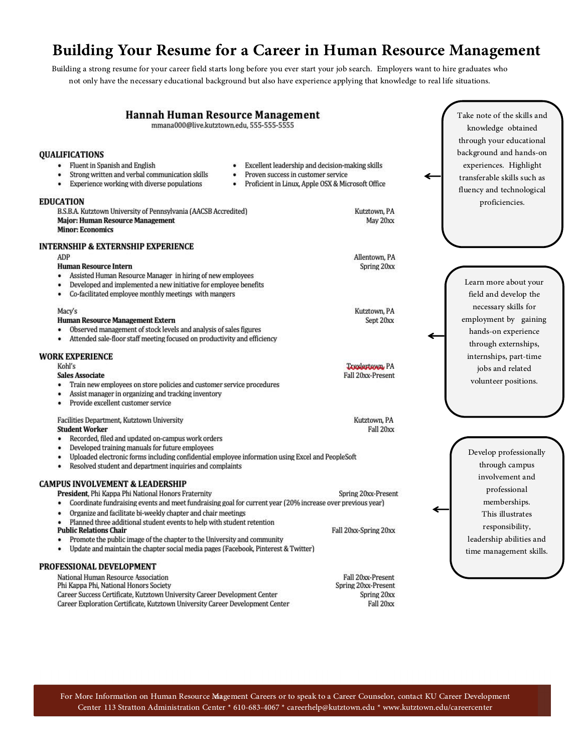# Building Your Resume for a Career in Human Resource Management

Building a strong resume for your career field starts long before you ever start your job search. Employers want to hire graduates who not only have the necessary educational background but also have experience applying that knowledge to real life situations.

## Hannah Human Resource Management

mmana000@live.kutztown.edu, 555-555-5555

### QUALIFICATIONS

- Fluent in Spanish and English
- Strong written and verbal communication skills
- Experience working with diverse populations
- Excellent leadership and decision-making skills
- Proven success in customer service
- Proficient in Linux, Apple OSX & Microsoft Office

> Take note of the skills and knowledge obtained through your educational background and hands-on experiences. Highlight transferable skills such as fluency and technological proficiencies.

### EDUCATION

B.S.B.A. Kutztown University of Pennsylvania (AACSB Accredited) — Kutztown, PA
**Major: Human Resource Management** — May 20xx
**Minor: Economics**

### INTERNSHIP & EXTERNSHIP EXPERIENCE

ADP — Allentown, PA
**Human Resource Intern** — Spring 20xx

- Assisted Human Resource Manager in hiring of new employees
- Developed and implemented a new initiative for employee benefits
- Co-facilitated employee monthly meetings with mangers

Macy's — Kutztown, PA
**Human Resource Management Extern** — Sept 20xx

- Observed management of stock levels and analysis of sales figures
- Attended sale-floor staff meeting focused on productivity and efficiency

> Learn more about your field and develop the necessary skills for employment by gaining hands-on experience through externships, internships, part-time jobs and related volunteer positions.

### WORK EXPERIENCE

Kohl's — Trexlertown, PA
**Sales Associate** — Fall 20xx-Present

- Train new employees on store policies and customer service procedures
- Assist manager in organizing and tracking inventory
- Provide excellent customer service

Facilities Department, Kutztown University — Kutztown, PA
**Student Worker** — Fall 20xx

- Recorded, filed and updated on-campus work orders
- Developed training manuals for future employees
- Uploaded electronic forms including confidential employee information using Excel and PeopleSoft
- Resolved student and department inquiries and complaints

### CAMPUS INVOLVEMENT & LEADERSHIP

**President**, Phi Kappa Phi National Honors Fraternity — Spring 20xx-Present

- Coordinate fundraising events and meet fundraising goal for current year (20% increase over previous year)
- Organize and facilitate bi-weekly chapter and chair meetings
- Planned three additional student events to help with student retention

**Public Relations Chair** — Fall 20xx-Spring 20xx

- Promote the public image of the chapter to the University and community
- Update and maintain the chapter social media pages (Facebook, Pinterest & Twitter)

> Develop professionally through campus involvement and professional memberships. This illustrates responsibility, leadership abilities and time management skills.

### PROFESSIONAL DEVELOPMENT

National Human Resource Association — Fall 20xx-Present
Phi Kappa Phi, National Honors Society — Spring 20xx-Present
Career Success Certificate, Kutztown University Career Development Center — Spring 20xx
Career Exploration Certificate, Kutztown University Career Development Center — Fall 20xx

For More Information on Human Resource Management Careers or to speak to a Career Counselor, contact KU Career Development Center 113 Stratton Administration Center * 610-683-4067 * careerhelp@kutztown.edu * www.kutztown.edu/careercenter